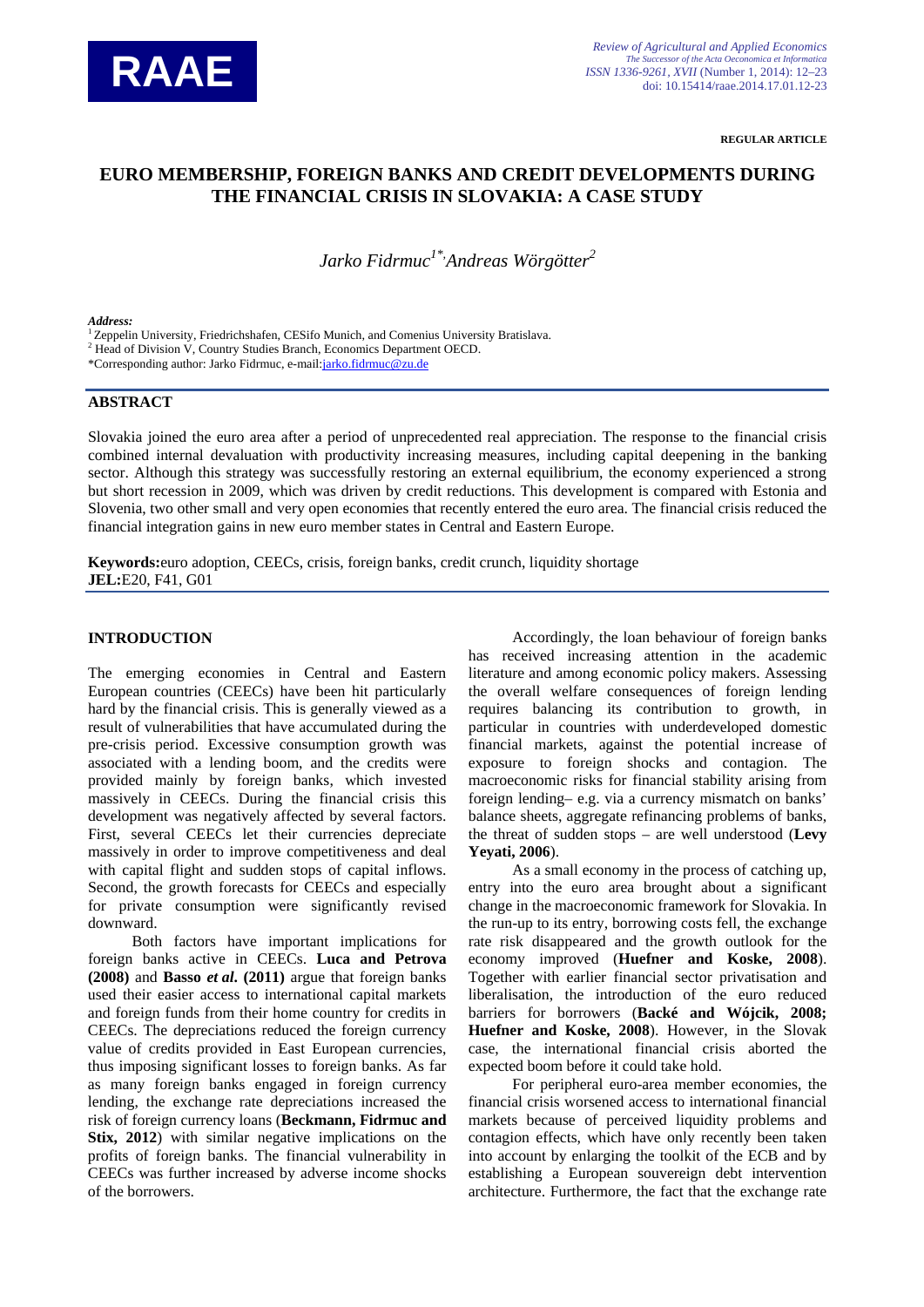REGULAR ARTICLE

# EURO MEMBERSHIP, FOREIGN BANKS AND CREDIT DEVELOPMENTS DURING THE FINANCIAL CRISIS IN SLOVAKIA: A CASE STUDY

*Jarko Fidrmuc*[1*], *Andreas Wörgötter*[2]

***Address:***

[1] Zeppelin University, Friedrichshafen, CESifo Munich, and Comenius University Bratislava.

[2] Head of Division V, Country Studies Branch, Economics Department OECD.

*Corresponding author: Jarko Fidrmuc, e-mail: jarko.fidrmuc@zu.de

## ABSTRACT

Slovakia joined the euro area after a period of unprecedented real appreciation. The response to the financial crisis combined internal devaluation with productivity increasing measures, including capital deepening in the banking sector. Although this strategy was successfully restoring an external equilibrium, the economy experienced a strong but short recession in 2009, which was driven by credit reductions. This development is compared with Estonia and Slovenia, two other small and very open economies that recently entered the euro area. The financial crisis reduced the financial integration gains in new euro member states in Central and Eastern Europe.

**Keywords:** euro adoption, CEECs, crisis, foreign banks, credit crunch, liquidity shortage

**JEL:** E20, F41, G01

## INTRODUCTION

The emerging economies in Central and Eastern European countries (CEECs) have been hit particularly hard by the financial crisis. This is generally viewed as a result of vulnerabilities that have accumulated during the pre-crisis period. Excessive consumption growth was associated with a lending boom, and the credits were provided mainly by foreign banks, which invested massively in CEECs. During the financial crisis this development was negatively affected by several factors. First, several CEECs let their currencies depreciate massively in order to improve competitiveness and deal with capital flight and sudden stops of capital inflows. Second, the growth forecasts for CEECs and especially for private consumption were significantly revised downward.

Both factors have important implications for foreign banks active in CEECs. **Luca and Petrova (2008)** and **Basso *et al*. (2011)** argue that foreign banks used their easier access to international capital markets and foreign funds from their home country for credits in CEECs. The depreciations reduced the foreign currency value of credits provided in East European currencies, thus imposing significant losses to foreign banks. As far as many foreign banks engaged in foreign currency lending, the exchange rate depreciations increased the risk of foreign currency loans (**Beckmann, Fidrmuc and Stix, 2012**) with similar negative implications on the profits of foreign banks. The financial vulnerability in CEECs was further increased by adverse income shocks of the borrowers.

Accordingly, the loan behaviour of foreign banks has received increasing attention in the academic literature and among economic policy makers. Assessing the overall welfare consequences of foreign lending requires balancing its contribution to growth, in particular in countries with underdeveloped domestic financial markets, against the potential increase of exposure to foreign shocks and contagion. The macroeconomic risks for financial stability arising from foreign lending– e.g. via a currency mismatch on banks' balance sheets, aggregate refinancing problems of banks, the threat of sudden stops – are well understood (**Levy Yeyati, 2006**).

As a small economy in the process of catching up, entry into the euro area brought about a significant change in the macroeconomic framework for Slovakia. In the run-up to its entry, borrowing costs fell, the exchange rate risk disappeared and the growth outlook for the economy improved (**Huefner and Koske, 2008**). Together with earlier financial sector privatisation and liberalisation, the introduction of the euro reduced barriers for borrowers (**Backé and Wójcik, 2008; Huefner and Koske, 2008**). However, in the Slovak case, the international financial crisis aborted the expected boom before it could take hold.

For peripheral euro-area member economies, the financial crisis worsened access to international financial markets because of perceived liquidity problems and contagion effects, which have only recently been taken into account by enlarging the toolkit of the ECB and by establishing a European souvereign debt intervention architecture. Furthermore, the fact that the exchange rate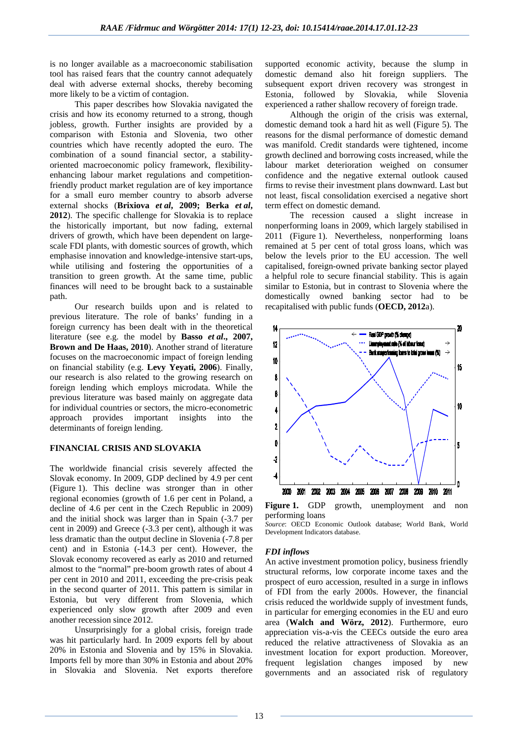is no longer available as a macroeconomic stabilisation tool has raised fears that the country cannot adequately deal with adverse external shocks, thereby becoming more likely to be a victim of contagion.

This paper describes how Slovakia navigated the crisis and how its economy returned to a strong, though jobless, growth. Further insights are provided by a comparison with Estonia and Slovenia, two other countries which have recently adopted the euro. The combination of a sound financial sector, a stability-oriented macroeconomic policy framework, flexibility-enhancing labour market regulations and competition-friendly product market regulation are of key importance for a small euro member country to absorb adverse external shocks (**Brixiova *et al*, 2009; Berka *et al*, 2012**). The specific challenge for Slovakia is to replace the historically important, but now fading, external drivers of growth, which have been dependent on large-scale FDI plants, with domestic sources of growth, which emphasise innovation and knowledge-intensive start-ups, while utilising and fostering the opportunities of a transition to green growth. At the same time, public finances will need to be brought back to a sustainable path.

Our research builds upon and is related to previous literature. The role of banks' funding in a foreign currency has been dealt with in the theoretical literature (see e.g. the model by **Basso *et al*., 2007, Brown and De Haas, 2010**). Another strand of literature focuses on the macroeconomic impact of foreign lending on financial stability (e.g. **Levy Yeyati, 2006**). Finally, our research is also related to the growing research on foreign lending which employs microdata. While the previous literature was based mainly on aggregate data for individual countries or sectors, the micro-econometric approach provides important insights into the determinants of foreign lending.

## FINANCIAL CRISIS AND SLOVAKIA

The worldwide financial crisis severely affected the Slovak economy. In 2009, GDP declined by 4.9 per cent (Figure 1). This decline was stronger than in other regional economies (growth of 1.6 per cent in Poland, a decline of 4.6 per cent in the Czech Republic in 2009) and the initial shock was larger than in Spain (-3.7 per cent in 2009) and Greece (-3.3 per cent), although it was less dramatic than the output decline in Slovenia (-7.8 per cent) and in Estonia (-14.3 per cent). However, the Slovak economy recovered as early as 2010 and returned almost to the "normal" pre-boom growth rates of about 4 per cent in 2010 and 2011, exceeding the pre-crisis peak in the second quarter of 2011. This pattern is similar in Estonia, but very different from Slovenia, which experienced only slow growth after 2009 and even another recession since 2012.

Unsurprisingly for a global crisis, foreign trade was hit particularly hard. In 2009 exports fell by about 20% in Estonia and Slovenia and by 15% in Slovakia. Imports fell by more than 30% in Estonia and about 20% in Slovakia and Slovenia. Net exports therefore supported economic activity, because the slump in domestic demand also hit foreign suppliers. The subsequent export driven recovery was strongest in Estonia, followed by Slovakia, while Slovenia experienced a rather shallow recovery of foreign trade.

Although the origin of the crisis was external, domestic demand took a hard hit as well (Figure 5). The reasons for the dismal performance of domestic demand was manifold. Credit standards were tightened, income growth declined and borrowing costs increased, while the labour market deterioration weighed on consumer confidence and the negative external outlook caused firms to revise their investment plans downward. Last but not least, fiscal consolidation exercised a negative short term effect on domestic demand.

The recession caused a slight increase in nonperforming loans in 2009, which largely stabilised in 2011 (Figure 1). Nevertheless, nonperforming loans remained at 5 per cent of total gross loans, which was below the levels prior to the EU accession. The well capitalised, foreign-owned private banking sector played a helpful role to secure financial stability. This is again similar to Estonia, but in contrast to Slovenia where the domestically owned banking sector had to be recapitalised with public funds (**OECD, 2012**a).

**Figure 1.** GDP growth, unemployment and non performing loans

*Source*: OECD Economic Outlook database; World Bank, World Development Indicators database.

### *FDI inflows*

An active investment promotion policy, business friendly structural reforms, low corporate income taxes and the prospect of euro accession, resulted in a surge in inflows of FDI from the early 2000s. However, the financial crisis reduced the worldwide supply of investment funds, in particular for emerging economies in the EU and euro area (**Walch and Wörz, 2012**). Furthermore, euro appreciation vis-a-vis the CEECs outside the euro area reduced the relative attractiveness of Slovakia as an investment location for export production. Moreover, frequent legislation changes imposed by new governments and an associated risk of regulatory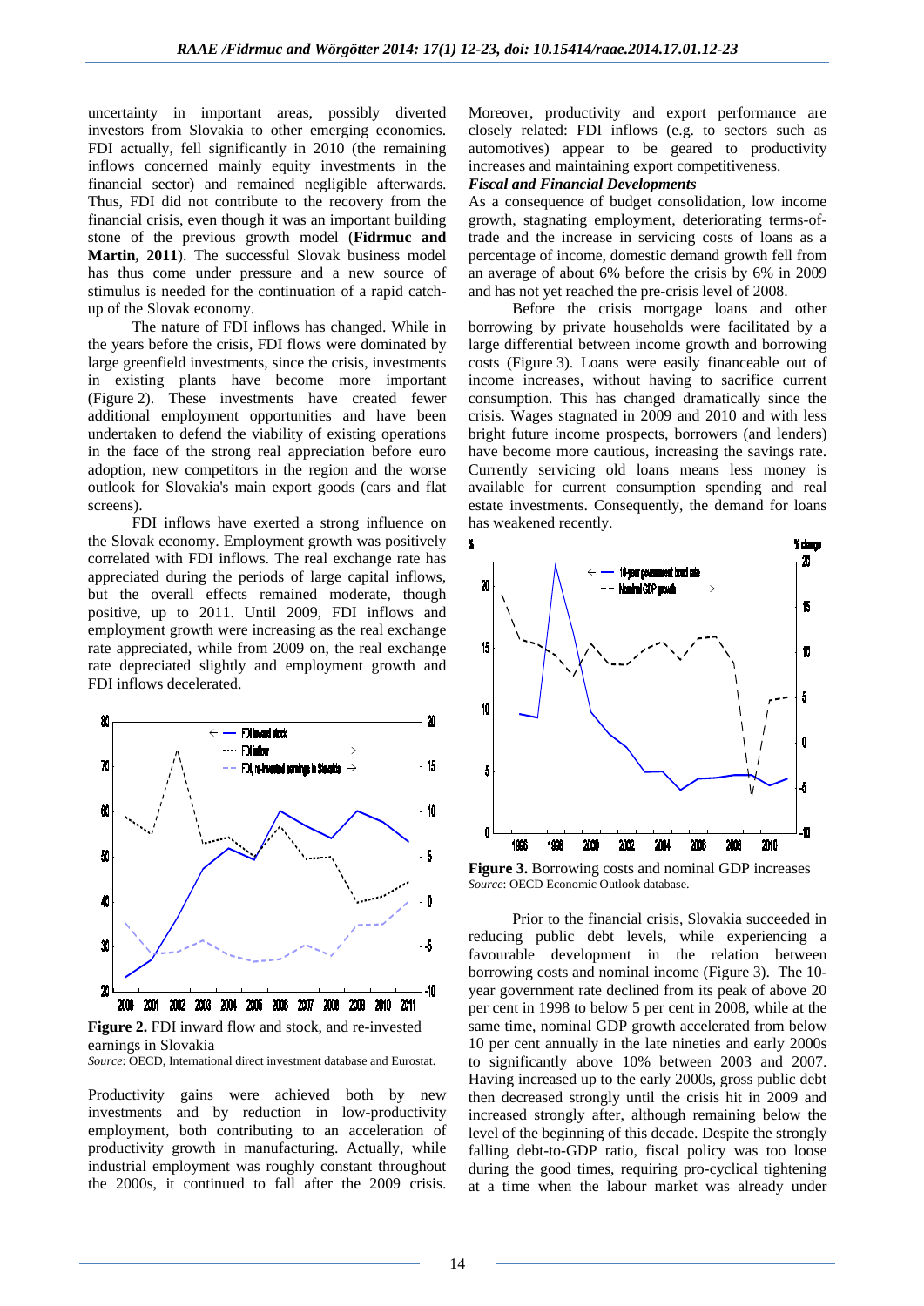uncertainty in important areas, possibly diverted investors from Slovakia to other emerging economies. FDI actually, fell significantly in 2010 (the remaining inflows concerned mainly equity investments in the financial sector) and remained negligible afterwards. Thus, FDI did not contribute to the recovery from the financial crisis, even though it was an important building stone of the previous growth model (**Fidrmuc and Martin, 2011**). The successful Slovak business model has thus come under pressure and a new source of stimulus is needed for the continuation of a rapid catch-up of the Slovak economy.

The nature of FDI inflows has changed. While in the years before the crisis, FDI flows were dominated by large greenfield investments, since the crisis, investments in existing plants have become more important (Figure 2). These investments have created fewer additional employment opportunities and have been undertaken to defend the viability of existing operations in the face of the strong real appreciation before euro adoption, new competitors in the region and the worse outlook for Slovakia's main export goods (cars and flat screens).

FDI inflows have exerted a strong influence on the Slovak economy. Employment growth was positively correlated with FDI inflows. The real exchange rate has appreciated during the periods of large capital inflows, but the overall effects remained moderate, though positive, up to 2011. Until 2009, FDI inflows and employment growth were increasing as the real exchange rate appreciated, while from 2009 on, the real exchange rate depreciated slightly and employment growth and FDI inflows decelerated.

**Figure 2.** FDI inward flow and stock, and re-invested earnings in Slovakia
*Source*: OECD, International direct investment database and Eurostat.

Productivity gains were achieved both by new investments and by reduction in low-productivity employment, both contributing to an acceleration of productivity growth in manufacturing. Actually, while industrial employment was roughly constant throughout the 2000s, it continued to fall after the 2009 crisis. Moreover, productivity and export performance are closely related: FDI inflows (e.g. to sectors such as automotives) appear to be geared to productivity increases and maintaining export competitiveness.

### *Fiscal and Financial Developments*

As a consequence of budget consolidation, low income growth, stagnating employment, deteriorating terms-of-trade and the increase in servicing costs of loans as a percentage of income, domestic demand growth fell from an average of about 6% before the crisis by 6% in 2009 and has not yet reached the pre-crisis level of 2008.

Before the crisis mortgage loans and other borrowing by private households were facilitated by a large differential between income growth and borrowing costs (Figure 3). Loans were easily financeable out of income increases, without having to sacrifice current consumption. This has changed dramatically since the crisis. Wages stagnated in 2009 and 2010 and with less bright future income prospects, borrowers (and lenders) have become more cautious, increasing the savings rate. Currently servicing old loans means less money is available for current consumption spending and real estate investments. Consequently, the demand for loans has weakened recently.

**Figure 3.** Borrowing costs and nominal GDP increases
*Source*: OECD Economic Outlook database.

Prior to the financial crisis, Slovakia succeeded in reducing public debt levels, while experiencing a favourable development in the relation between borrowing costs and nominal income (Figure 3). The 10-year government rate declined from its peak of above 20 per cent in 1998 to below 5 per cent in 2008, while at the same time, nominal GDP growth accelerated from below 10 per cent annually in the late nineties and early 2000s to significantly above 10% between 2003 and 2007. Having increased up to the early 2000s, gross public debt then decreased strongly until the crisis hit in 2009 and increased strongly after, although remaining below the level of the beginning of this decade. Despite the strongly falling debt-to-GDP ratio, fiscal policy was too loose during the good times, requiring pro-cyclical tightening at a time when the labour market was already under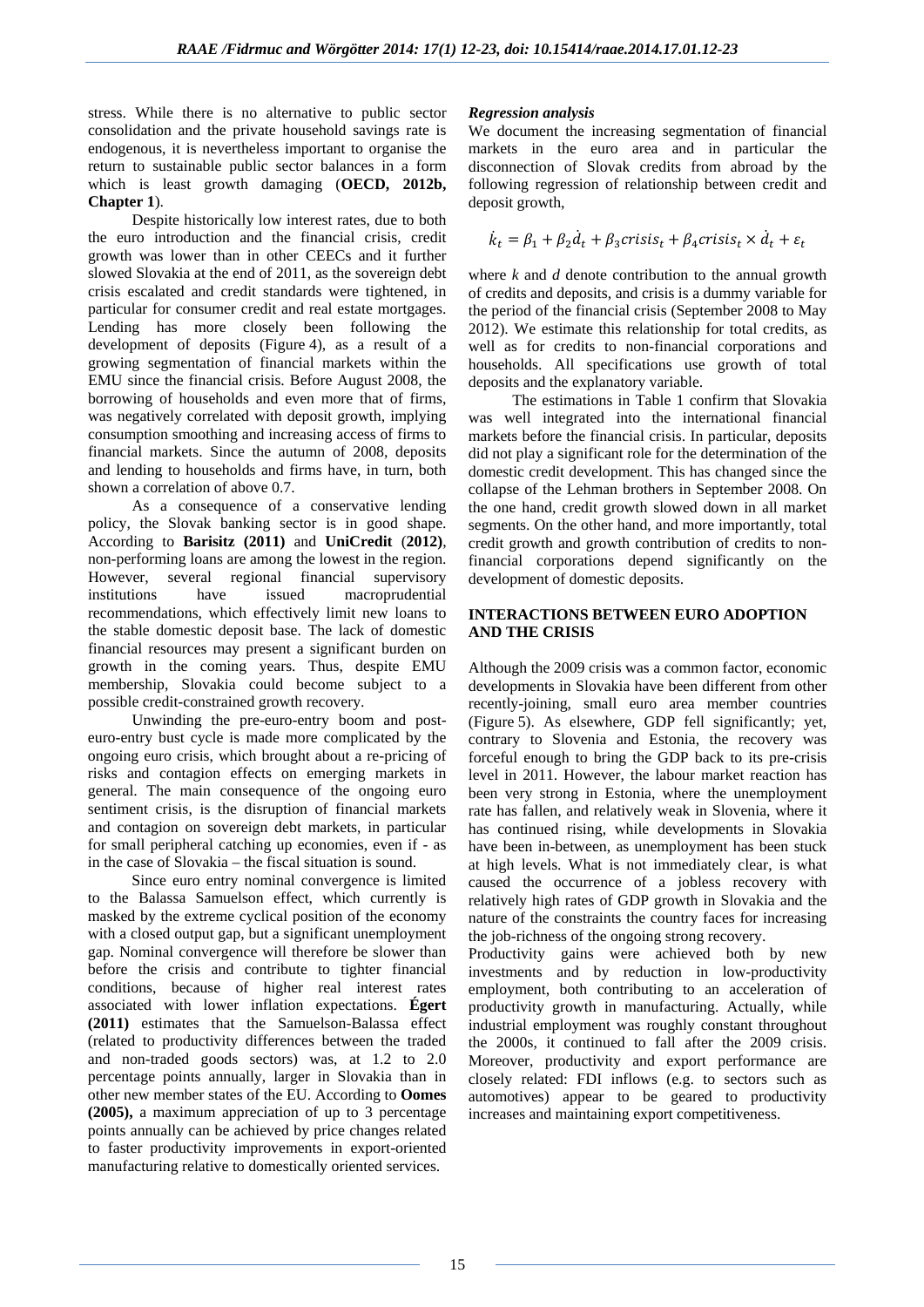stress. While there is no alternative to public sector consolidation and the private household savings rate is endogenous, it is nevertheless important to organise the return to sustainable public sector balances in a form which is least growth damaging (**OECD, 2012b, Chapter 1**).

Despite historically low interest rates, due to both the euro introduction and the financial crisis, credit growth was lower than in other CEECs and it further slowed Slovakia at the end of 2011, as the sovereign debt crisis escalated and credit standards were tightened, in particular for consumer credit and real estate mortgages. Lending has more closely been following the development of deposits (Figure 4), as a result of a growing segmentation of financial markets within the EMU since the financial crisis. Before August 2008, the borrowing of households and even more that of firms, was negatively correlated with deposit growth, implying consumption smoothing and increasing access of firms to financial markets. Since the autumn of 2008, deposits and lending to households and firms have, in turn, both shown a correlation of above 0.7.

As a consequence of a conservative lending policy, the Slovak banking sector is in good shape. According to **Barisitz (2011)** and **UniCredit** (**2012**), non-performing loans are among the lowest in the region. However, several regional financial supervisory institutions have issued macroprudential recommendations, which effectively limit new loans to the stable domestic deposit base. The lack of domestic financial resources may present a significant burden on growth in the coming years. Thus, despite EMU membership, Slovakia could become subject to a possible credit-constrained growth recovery.

Unwinding the pre-euro-entry boom and post-euro-entry bust cycle is made more complicated by the ongoing euro crisis, which brought about a re-pricing of risks and contagion effects on emerging markets in general. The main consequence of the ongoing euro sentiment crisis, is the disruption of financial markets and contagion on sovereign debt markets, in particular for small peripheral catching up economies, even if - as in the case of Slovakia – the fiscal situation is sound.

Since euro entry nominal convergence is limited to the Balassa Samuelson effect, which currently is masked by the extreme cyclical position of the economy with a closed output gap, but a significant unemployment gap. Nominal convergence will therefore be slower than before the crisis and contribute to tighter financial conditions, because of higher real interest rates associated with lower inflation expectations. **Égert (2011)** estimates that the Samuelson-Balassa effect (related to productivity differences between the traded and non-traded goods sectors) was, at 1.2 to 2.0 percentage points annually, larger in Slovakia than in other new member states of the EU. According to **Oomes (2005),** a maximum appreciation of up to 3 percentage points annually can be achieved by price changes related to faster productivity improvements in export-oriented manufacturing relative to domestically oriented services.

***Regression analysis***

We document the increasing segmentation of financial markets in the euro area and in particular the disconnection of Slovak credits from abroad by the following regression of relationship between credit and deposit growth,

$$\dot{k}_t = \beta_1 + \beta_2 \dot{d}_t + \beta_3 crisis_t + \beta_4 crisis_t \times \dot{d}_t + \varepsilon_t$$

where *k* and *d* denote contribution to the annual growth of credits and deposits, and crisis is a dummy variable for the period of the financial crisis (September 2008 to May 2012). We estimate this relationship for total credits, as well as for credits to non-financial corporations and households. All specifications use growth of total deposits and the explanatory variable.

The estimations in Table 1 confirm that Slovakia was well integrated into the international financial markets before the financial crisis. In particular, deposits did not play a significant role for the determination of the domestic credit development. This has changed since the collapse of the Lehman brothers in September 2008. On the one hand, credit growth slowed down in all market segments. On the other hand, and more importantly, total credit growth and growth contribution of credits to non-financial corporations depend significantly on the development of domestic deposits.

**INTERACTIONS BETWEEN EURO ADOPTION AND THE CRISIS**

Although the 2009 crisis was a common factor, economic developments in Slovakia have been different from other recently-joining, small euro area member countries (Figure 5). As elsewhere, GDP fell significantly; yet, contrary to Slovenia and Estonia, the recovery was forceful enough to bring the GDP back to its pre-crisis level in 2011. However, the labour market reaction has been very strong in Estonia, where the unemployment rate has fallen, and relatively weak in Slovenia, where it has continued rising, while developments in Slovakia have been in-between, as unemployment has been stuck at high levels. What is not immediately clear, is what caused the occurrence of a jobless recovery with relatively high rates of GDP growth in Slovakia and the nature of the constraints the country faces for increasing the job-richness of the ongoing strong recovery.

Productivity gains were achieved both by new investments and by reduction in low-productivity employment, both contributing to an acceleration of productivity growth in manufacturing. Actually, while industrial employment was roughly constant throughout the 2000s, it continued to fall after the 2009 crisis. Moreover, productivity and export performance are closely related: FDI inflows (e.g. to sectors such as automotives) appear to be geared to productivity increases and maintaining export competitiveness.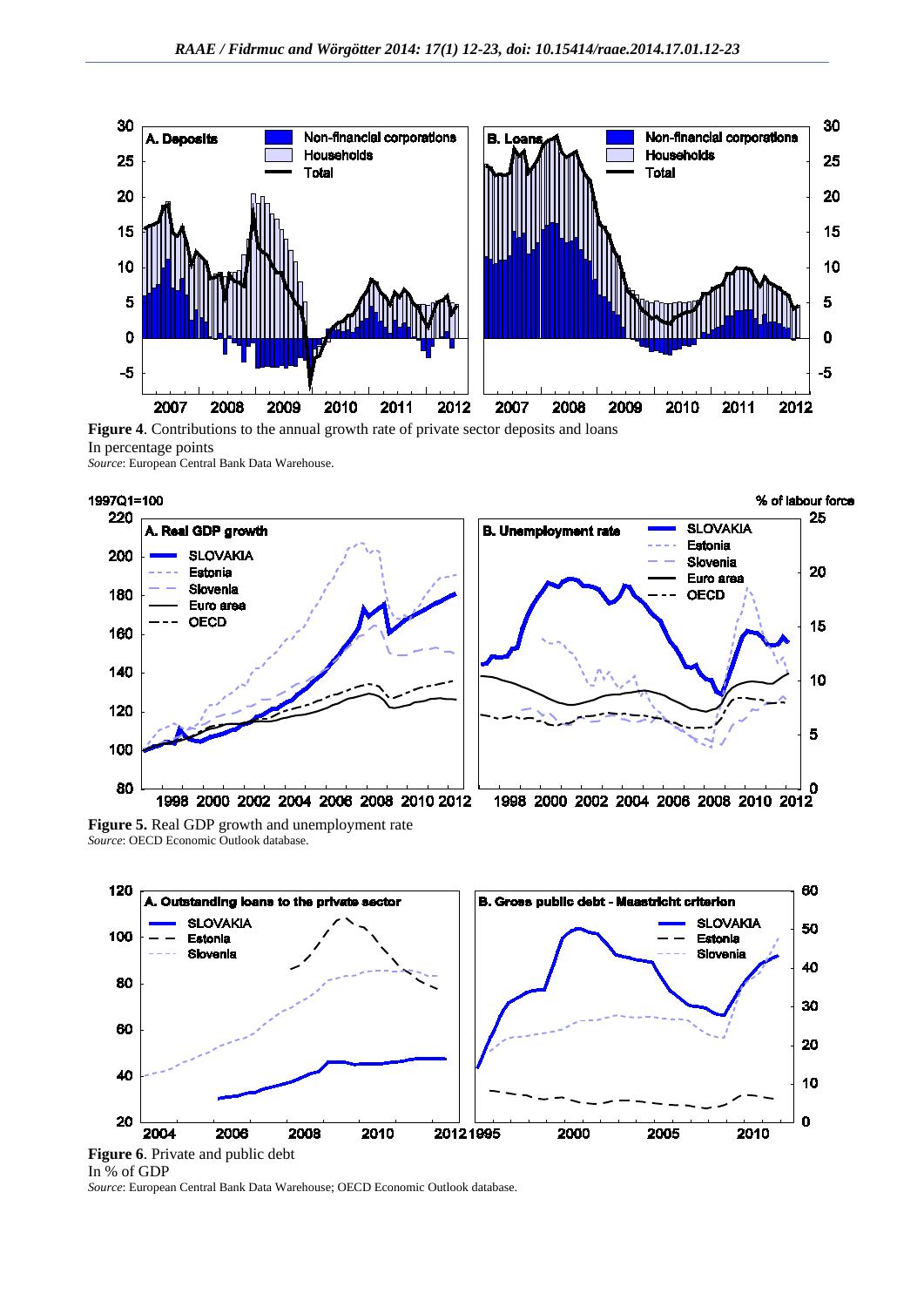**Figure 4**. Contributions to the annual growth rate of private sector deposits and loans
In percentage points
*Source*: European Central Bank Data Warehouse.

**Figure 5.** Real GDP growth and unemployment rate
*Source*: OECD Economic Outlook database.

**Figure 6**. Private and public debt
In % of GDP
*Source*: European Central Bank Data Warehouse; OECD Economic Outlook database.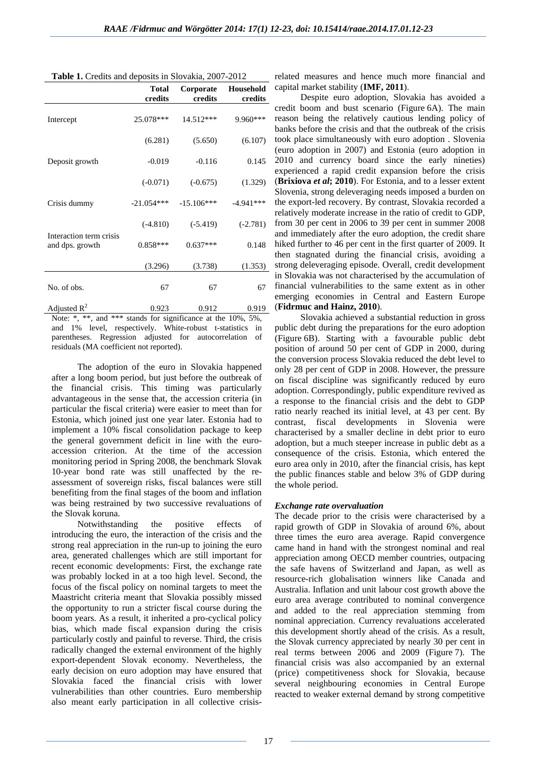**Table 1.** Credits and deposits in Slovakia, 2007-2012

| | Total credits | Corporate credits | Household credits |
|---|---|---|---|
| Intercept | 25.078*** | 14.512*** | 9.960*** |
| | (6.281) | (5.650) | (6.107) |
| Deposit growth | -0.019 | -0.116 | 0.145 |
| | (-0.071) | (-0.675) | (1.329) |
| Crisis dummy | -21.054*** | -15.106*** | -4.941*** |
| | (-4.810) | (-5.419) | (-2.781) |
| Interaction term crisis and dps. growth | 0.858*** | 0.637*** | 0.148 |
| | (3.296) | (3.738) | (1.353) |
| No. of obs. | 67 | 67 | 67 |
| Adjusted $R^2$ | 0.923 | 0.912 | 0.919 |

Note: *, **, and *** stands for significance at the 10%, 5%, and 1% level, respectively. White-robust t-statistics in parentheses. Regression adjusted for autocorrelation of residuals (MA coefficient not reported).

The adoption of the euro in Slovakia happened after a long boom period, but just before the outbreak of the financial crisis. This timing was particularly advantageous in the sense that, the accession criteria (in particular the fiscal criteria) were easier to meet than for Estonia, which joined just one year later. Estonia had to implement a 10% fiscal consolidation package to keep the general government deficit in line with the euro-accession criterion. At the time of the accession monitoring period in Spring 2008, the benchmark Slovak 10-year bond rate was still unaffected by the re-assessment of sovereign risks, fiscal balances were still benefiting from the final stages of the boom and inflation was being restrained by two successive revaluations of the Slovak koruna.

Notwithstanding the positive effects of introducing the euro, the interaction of the crisis and the strong real appreciation in the run-up to joining the euro area, generated challenges which are still important for recent economic developments: First, the exchange rate was probably locked in at a too high level. Second, the focus of the fiscal policy on nominal targets to meet the Maastricht criteria meant that Slovakia possibly missed the opportunity to run a stricter fiscal course during the boom years. As a result, it inherited a pro-cyclical policy bias, which made fiscal expansion during the crisis particularly costly and painful to reverse. Third, the crisis radically changed the external environment of the highly export-dependent Slovak economy. Nevertheless, the early decision on euro adoption may have ensured that Slovakia faced the financial crisis with lower vulnerabilities than other countries. Euro membership also meant early participation in all collective crisis-related measures and hence much more financial and capital market stability (**IMF, 2011**).

Despite euro adoption, Slovakia has avoided a credit boom and bust scenario (Figure 6A). The main reason being the relatively cautious lending policy of banks before the crisis and that the outbreak of the crisis took place simultaneously with euro adoption . Slovenia (euro adoption in 2007) and Estonia (euro adoption in 2010 and currency board since the early nineties) experienced a rapid credit expansion before the crisis (**Brixiova *et al*; 2010**). For Estonia, and to a lesser extent Slovenia, strong deleveraging needs imposed a burden on the export-led recovery. By contrast, Slovakia recorded a relatively moderate increase in the ratio of credit to GDP, from 30 per cent in 2006 to 39 per cent in summer 2008 and immediately after the euro adoption, the credit share hiked further to 46 per cent in the first quarter of 2009. It then stagnated during the financial crisis, avoiding a strong deleveraging episode. Overall, credit development in Slovakia was not characterised by the accumulation of financial vulnerabilities to the same extent as in other emerging economies in Central and Eastern Europe (**Fidrmuc and Hainz, 2010**).

Slovakia achieved a substantial reduction in gross public debt during the preparations for the euro adoption (Figure 6B). Starting with a favourable public debt position of around 50 per cent of GDP in 2000, during the conversion process Slovakia reduced the debt level to only 28 per cent of GDP in 2008. However, the pressure on fiscal discipline was significantly reduced by euro adoption. Correspondingly, public expenditure revived as a response to the financial crisis and the debt to GDP ratio nearly reached its initial level, at 43 per cent. By contrast, fiscal developments in Slovenia were characterised by a smaller decline in debt prior to euro adoption, but a much steeper increase in public debt as a consequence of the crisis. Estonia, which entered the euro area only in 2010, after the financial crisis, has kept the public finances stable and below 3% of GDP during the whole period.

### *Exchange rate overvaluation*

The decade prior to the crisis were characterised by a rapid growth of GDP in Slovakia of around 6%, about three times the euro area average. Rapid convergence came hand in hand with the strongest nominal and real appreciation among OECD member countries, outpacing the safe havens of Switzerland and Japan, as well as resource-rich globalisation winners like Canada and Australia. Inflation and unit labour cost growth above the euro area average contributed to nominal convergence and added to the real appreciation stemming from nominal appreciation. Currency revaluations accelerated this development shortly ahead of the crisis. As a result, the Slovak currency appreciated by nearly 30 per cent in real terms between 2006 and 2009 (Figure 7). The financial crisis was also accompanied by an external (price) competitiveness shock for Slovakia, because several neighbouring economies in Central Europe reacted to weaker external demand by strong competitive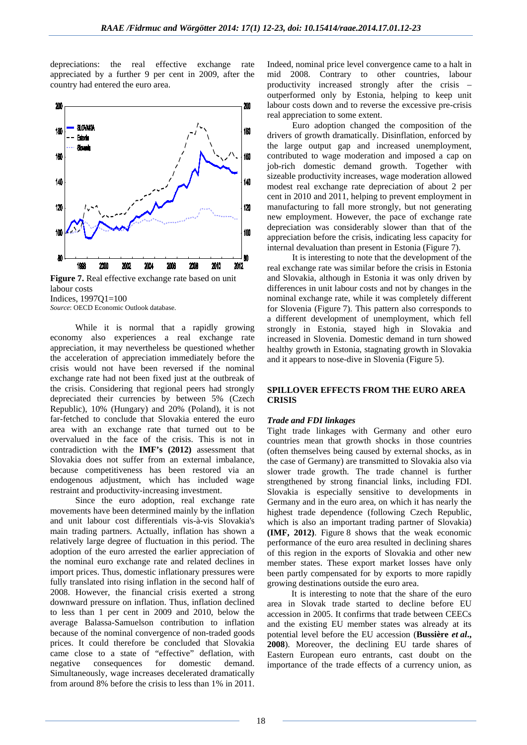depreciations: the real effective exchange rate appreciated by a further 9 per cent in 2009, after the country had entered the euro area.

**Figure 7.** Real effective exchange rate based on unit labour costs

Indices, 1997Q1=100

*Source*: OECD Economic Outlook database.

While it is normal that a rapidly growing economy also experiences a real exchange rate appreciation, it may nevertheless be questioned whether the acceleration of appreciation immediately before the crisis would not have been reversed if the nominal exchange rate had not been fixed just at the outbreak of the crisis. Considering that regional peers had strongly depreciated their currencies by between 5% (Czech Republic), 10% (Hungary) and 20% (Poland), it is not far-fetched to conclude that Slovakia entered the euro area with an exchange rate that turned out to be overvalued in the face of the crisis. This is not in contradiction with the **IMF's (2012)** assessment that Slovakia does not suffer from an external imbalance, because competitiveness has been restored via an endogenous adjustment, which has included wage restraint and productivity-increasing investment.

Since the euro adoption, real exchange rate movements have been determined mainly by the inflation and unit labour cost differentials vis-à-vis Slovakia's main trading partners. Actually, inflation has shown a relatively large degree of fluctuation in this period. The adoption of the euro arrested the earlier appreciation of the nominal euro exchange rate and related declines in import prices. Thus, domestic inflationary pressures were fully translated into rising inflation in the second half of 2008. However, the financial crisis exerted a strong downward pressure on inflation. Thus, inflation declined to less than 1 per cent in 2009 and 2010, below the average Balassa-Samuelson contribution to inflation because of the nominal convergence of non-traded goods prices. It could therefore be concluded that Slovakia came close to a state of "effective" deflation, with negative consequences for domestic demand. Simultaneously, wage increases decelerated dramatically from around 8% before the crisis to less than 1% in 2011. Indeed, nominal price level convergence came to a halt in mid 2008. Contrary to other countries, labour productivity increased strongly after the crisis – outperformed only by Estonia, helping to keep unit labour costs down and to reverse the excessive pre-crisis real appreciation to some extent.

Euro adoption changed the composition of the drivers of growth dramatically. Disinflation, enforced by the large output gap and increased unemployment, contributed to wage moderation and imposed a cap on job-rich domestic demand growth. Together with sizeable productivity increases, wage moderation allowed modest real exchange rate depreciation of about 2 per cent in 2010 and 2011, helping to prevent employment in manufacturing to fall more strongly, but not generating new employment. However, the pace of exchange rate depreciation was considerably slower than that of the appreciation before the crisis, indicating less capacity for internal devaluation than present in Estonia (Figure 7).

It is interesting to note that the development of the real exchange rate was similar before the crisis in Estonia and Slovakia, although in Estonia it was only driven by differences in unit labour costs and not by changes in the nominal exchange rate, while it was completely different for Slovenia (Figure 7). This pattern also corresponds to a different development of unemployment, which fell strongly in Estonia, stayed high in Slovakia and increased in Slovenia. Domestic demand in turn showed healthy growth in Estonia, stagnating growth in Slovakia and it appears to nose-dive in Slovenia (Figure 5).

## SPILLOVER EFFECTS FROM THE EURO AREA CRISIS

### *Trade and FDI linkages*

Tight trade linkages with Germany and other euro countries mean that growth shocks in those countries (often themselves being caused by external shocks, as in the case of Germany) are transmitted to Slovakia also via slower trade growth. The trade channel is further strengthened by strong financial links, including FDI. Slovakia is especially sensitive to developments in Germany and in the euro area, on which it has nearly the highest trade dependence (following Czech Republic, which is also an important trading partner of Slovakia) **(IMF, 2012)**. Figure 8 shows that the weak economic performance of the euro area resulted in declining shares of this region in the exports of Slovakia and other new member states. These export market losses have only been partly compensated for by exports to more rapidly growing destinations outside the euro area.

It is interesting to note that the share of the euro area in Slovak trade started to decline before EU accession in 2005. It confirms that trade between CEECs and the existing EU member states was already at its potential level before the EU accession (**Bussière *et al.*, 2008**). Moreover, the declining EU tarde shares of Eastern European euro entrants, cast doubt on the importance of the trade effects of a currency union, as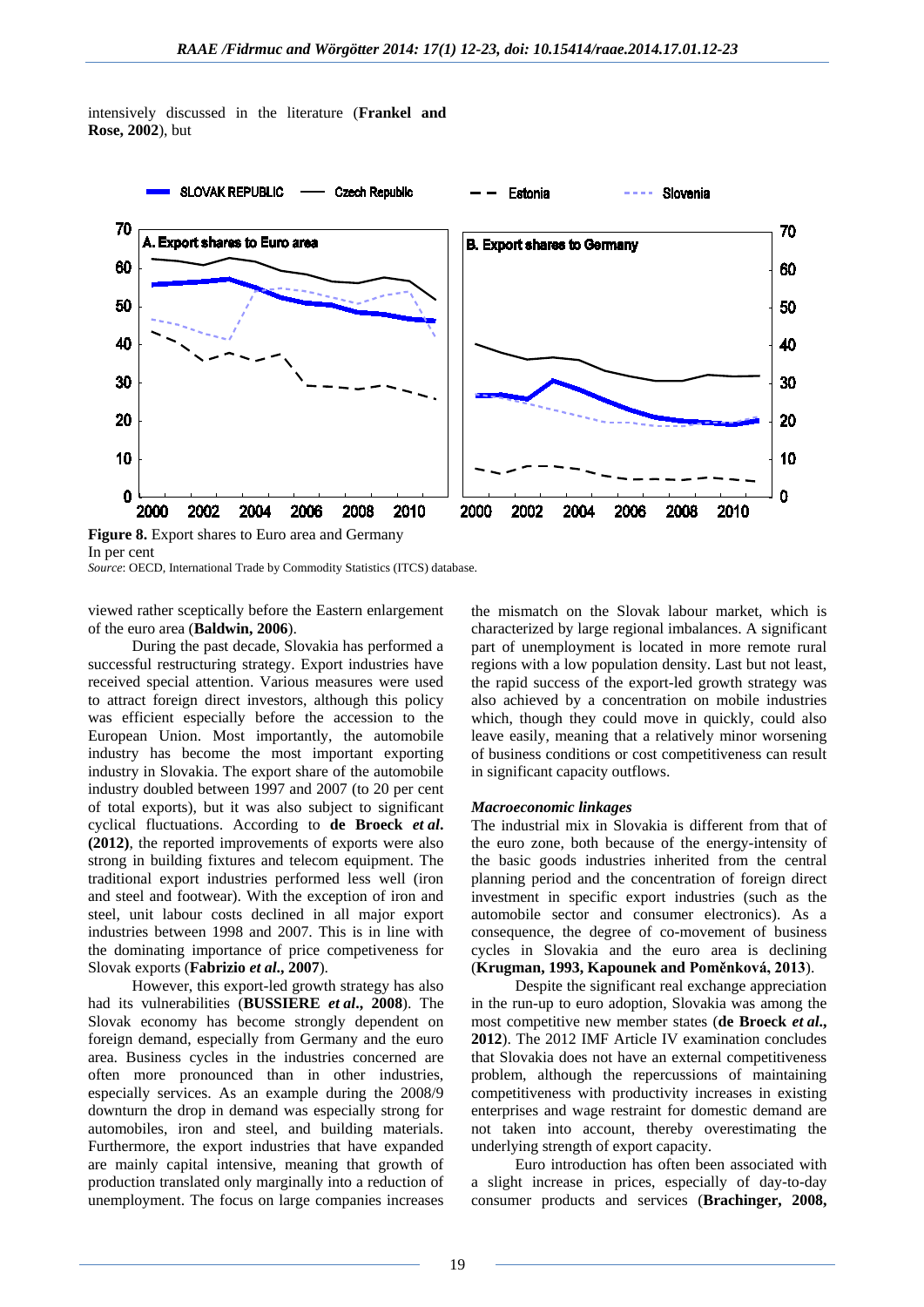intensively discussed in the literature (**Frankel and Rose, 2002**), but

**Figure 8.** Export shares to Euro area and Germany
In per cent
*Source*: OECD, International Trade by Commodity Statistics (ITCS) database.

viewed rather sceptically before the Eastern enlargement of the euro area (**Baldwin, 2006**).

During the past decade, Slovakia has performed a successful restructuring strategy. Export industries have received special attention. Various measures were used to attract foreign direct investors, although this policy was efficient especially before the accession to the European Union. Most importantly, the automobile industry has become the most important exporting industry in Slovakia. The export share of the automobile industry doubled between 1997 and 2007 (to 20 per cent of total exports), but it was also subject to significant cyclical fluctuations. According to **de Broeck *et al*. (2012)**, the reported improvements of exports were also strong in building fixtures and telecom equipment. The traditional export industries performed less well (iron and steel and footwear). With the exception of iron and steel, unit labour costs declined in all major export industries between 1998 and 2007. This is in line with the dominating importance of price competiveness for Slovak exports (**Fabrizio *et al*., 2007**).

However, this export-led growth strategy has also had its vulnerabilities (**BUSSIERE *et al*., 2008**). The Slovak economy has become strongly dependent on foreign demand, especially from Germany and the euro area. Business cycles in the industries concerned are often more pronounced than in other industries, especially services. As an example during the 2008/9 downturn the drop in demand was especially strong for automobiles, iron and steel, and building materials. Furthermore, the export industries that have expanded are mainly capital intensive, meaning that growth of production translated only marginally into a reduction of unemployment. The focus on large companies increases the mismatch on the Slovak labour market, which is characterized by large regional imbalances. A significant part of unemployment is located in more remote rural regions with a low population density. Last but not least, the rapid success of the export-led growth strategy was also achieved by a concentration on mobile industries which, though they could move in quickly, could also leave easily, meaning that a relatively minor worsening of business conditions or cost competitiveness can result in significant capacity outflows.

### *Macroeconomic linkages*

The industrial mix in Slovakia is different from that of the euro zone, both because of the energy-intensity of the basic goods industries inherited from the central planning period and the concentration of foreign direct investment in specific export industries (such as the automobile sector and consumer electronics). As a consequence, the degree of co-movement of business cycles in Slovakia and the euro area is declining (**Krugman, 1993, Kapounek and Poměnková, 2013**).

Despite the significant real exchange appreciation in the run-up to euro adoption, Slovakia was among the most competitive new member states (**de Broeck *et al*., 2012**). The 2012 IMF Article IV examination concludes that Slovakia does not have an external competitiveness problem, although the repercussions of maintaining competitiveness with productivity increases in existing enterprises and wage restraint for domestic demand are not taken into account, thereby overestimating the underlying strength of export capacity.

Euro introduction has often been associated with a slight increase in prices, especially of day-to-day consumer products and services (**Brachinger, 2008,**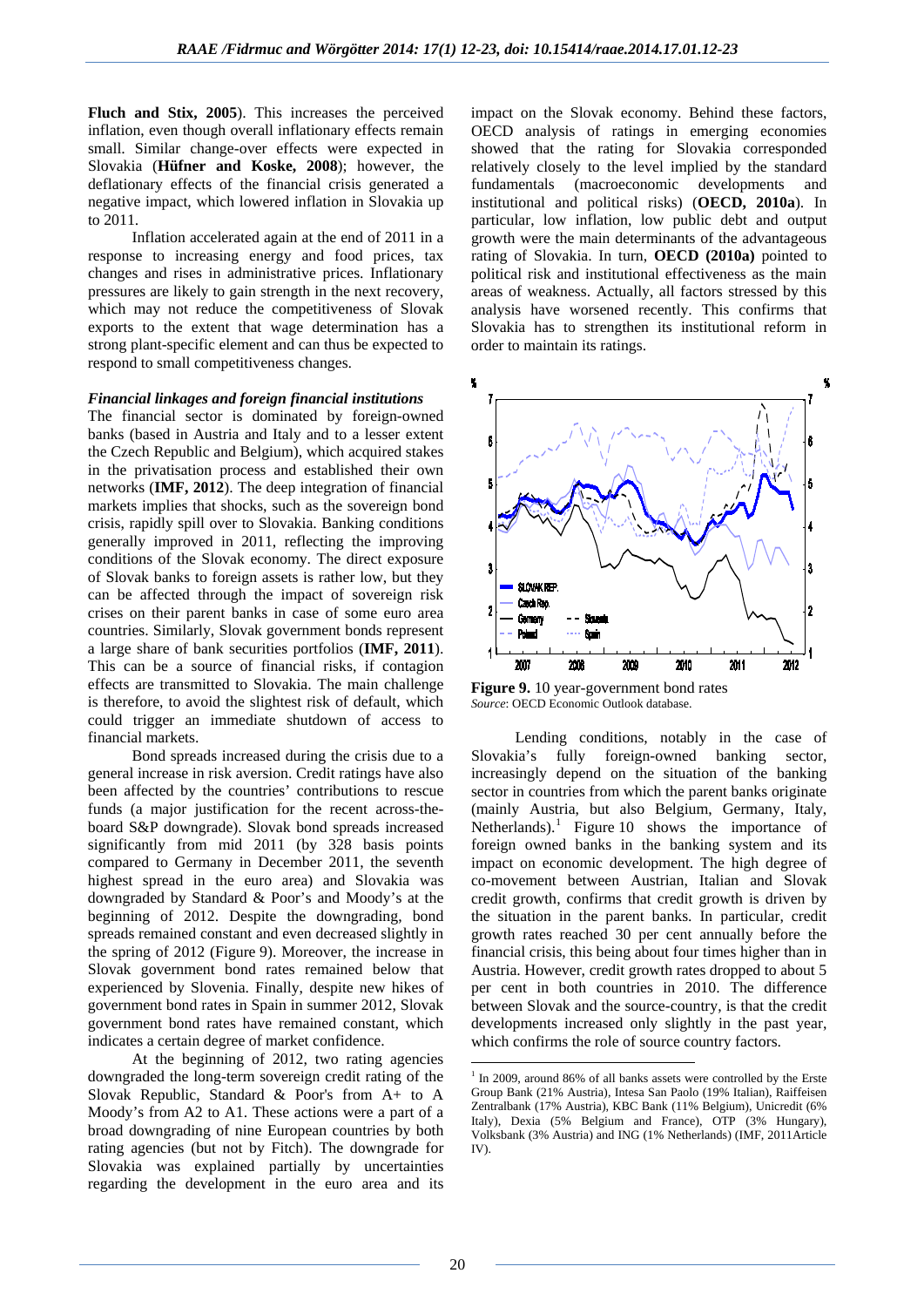**Fluch and Stix, 2005**). This increases the perceived inflation, even though overall inflationary effects remain small. Similar change-over effects were expected in Slovakia (**Hüfner and Koske, 2008**); however, the deflationary effects of the financial crisis generated a negative impact, which lowered inflation in Slovakia up to 2011.

Inflation accelerated again at the end of 2011 in a response to increasing energy and food prices, tax changes and rises in administrative prices. Inflationary pressures are likely to gain strength in the next recovery, which may not reduce the competitiveness of Slovak exports to the extent that wage determination has a strong plant-specific element and can thus be expected to respond to small competitiveness changes.

***Financial linkages and foreign financial institutions***

The financial sector is dominated by foreign-owned banks (based in Austria and Italy and to a lesser extent the Czech Republic and Belgium), which acquired stakes in the privatisation process and established their own networks (**IMF, 2012**). The deep integration of financial markets implies that shocks, such as the sovereign bond crisis, rapidly spill over to Slovakia. Banking conditions generally improved in 2011, reflecting the improving conditions of the Slovak economy. The direct exposure of Slovak banks to foreign assets is rather low, but they can be affected through the impact of sovereign risk crises on their parent banks in case of some euro area countries. Similarly, Slovak government bonds represent a large share of bank securities portfolios (**IMF, 2011**). This can be a source of financial risks, if contagion effects are transmitted to Slovakia. The main challenge is therefore, to avoid the slightest risk of default, which could trigger an immediate shutdown of access to financial markets.

Bond spreads increased during the crisis due to a general increase in risk aversion. Credit ratings have also been affected by the countries' contributions to rescue funds (a major justification for the recent across-the-board S&P downgrade). Slovak bond spreads increased significantly from mid 2011 (by 328 basis points compared to Germany in December 2011, the seventh highest spread in the euro area) and Slovakia was downgraded by Standard & Poor's and Moody's at the beginning of 2012. Despite the downgrading, bond spreads remained constant and even decreased slightly in the spring of 2012 (Figure 9). Moreover, the increase in Slovak government bond rates remained below that experienced by Slovenia. Finally, despite new hikes of government bond rates in Spain in summer 2012, Slovak government bond rates have remained constant, which indicates a certain degree of market confidence.

At the beginning of 2012, two rating agencies downgraded the long-term sovereign credit rating of the Slovak Republic, Standard & Poor's from A+ to A Moody's from A2 to A1. These actions were a part of a broad downgrading of nine European countries by both rating agencies (but not by Fitch). The downgrade for Slovakia was explained partially by uncertainties regarding the development in the euro area and its impact on the Slovak economy. Behind these factors, OECD analysis of ratings in emerging economies showed that the rating for Slovakia corresponded relatively closely to the level implied by the standard fundamentals (macroeconomic developments and institutional and political risks) (**OECD, 2010a**). In particular, low inflation, low public debt and output growth were the main determinants of the advantageous rating of Slovakia. In turn, **OECD (2010a)** pointed to political risk and institutional effectiveness as the main areas of weakness. Actually, all factors stressed by this analysis have worsened recently. This confirms that Slovakia has to strengthen its institutional reform in order to maintain its ratings.

**Figure 9.** 10 year-government bond rates
*Source*: OECD Economic Outlook database.

Lending conditions, notably in the case of Slovakia's fully foreign-owned banking sector, increasingly depend on the situation of the banking sector in countries from which the parent banks originate (mainly Austria, but also Belgium, Germany, Italy, Netherlands).[1] Figure 10 shows the importance of foreign owned banks in the banking system and its impact on economic development. The high degree of co-movement between Austrian, Italian and Slovak credit growth, confirms that credit growth is driven by the situation in the parent banks. In particular, credit growth rates reached 30 per cent annually before the financial crisis, this being about four times higher than in Austria. However, credit growth rates dropped to about 5 per cent in both countries in 2010. The difference between Slovak and the source-country, is that the credit developments increased only slightly in the past year, which confirms the role of source country factors.

[1] In 2009, around 86% of all banks assets were controlled by the Erste Group Bank (21% Austria), Intesa San Paolo (19% Italian), Raiffeisen Zentralbank (17% Austria), KBC Bank (11% Belgium), Unicredit (6% Italy), Dexia (5% Belgium and France), OTP (3% Hungary), Volksbank (3% Austria) and ING (1% Netherlands) (IMF, 2011Article IV).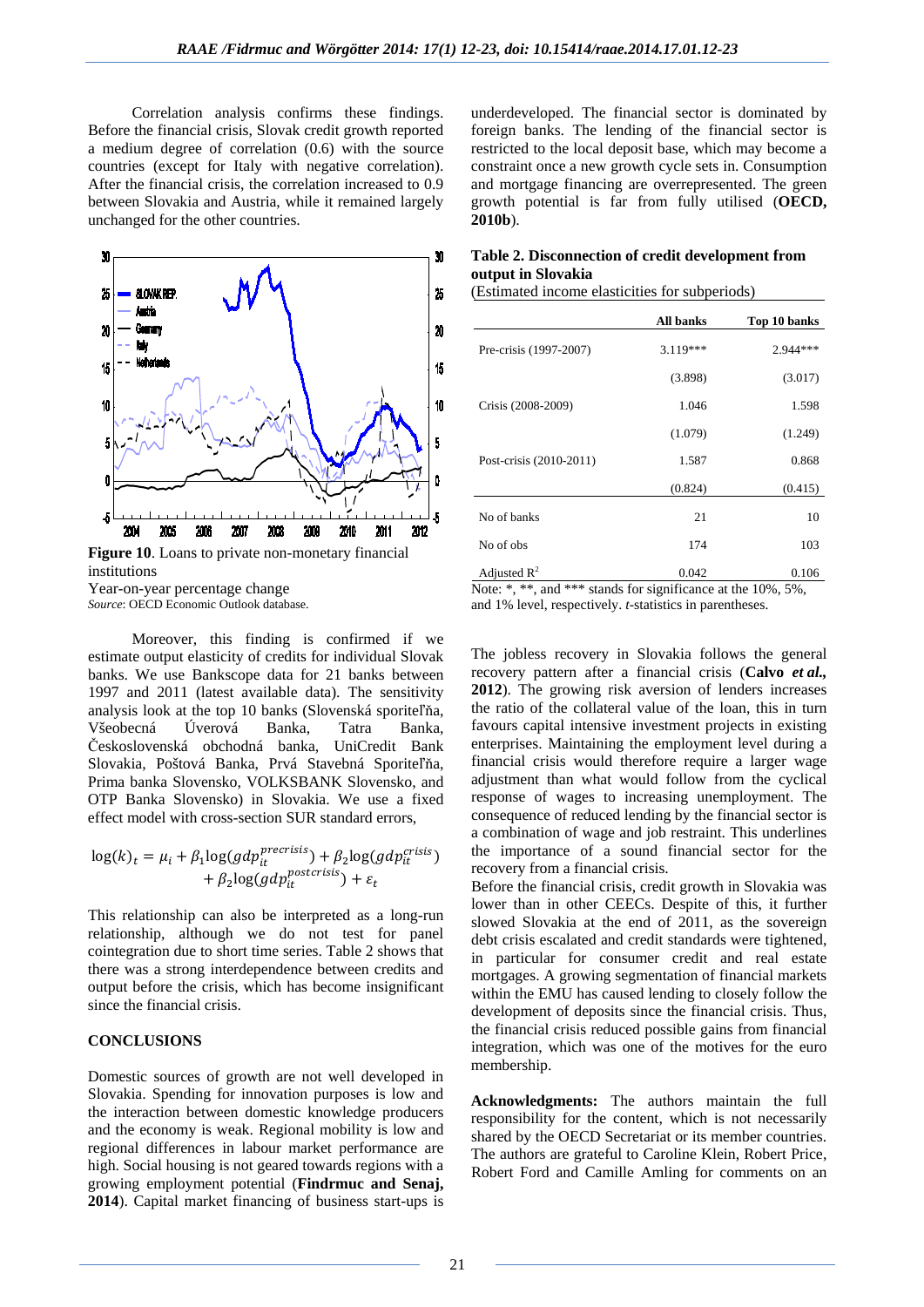Correlation analysis confirms these findings. Before the financial crisis, Slovak credit growth reported a medium degree of correlation (0.6) with the source countries (except for Italy with negative correlation). After the financial crisis, the correlation increased to 0.9 between Slovakia and Austria, while it remained largely unchanged for the other countries.

**Figure 10**. Loans to private non-monetary financial institutions

Year-on-year percentage change

*Source*: OECD Economic Outlook database.

Moreover, this finding is confirmed if we estimate output elasticity of credits for individual Slovak banks. We use Bankscope data for 21 banks between 1997 and 2011 (latest available data). The sensitivity analysis look at the top 10 banks (Slovenská sporiteľňa, Všeobecná Úverová Banka, Tatra Banka, Československá obchodná banka, UniCredit Bank Slovakia, Poštová Banka, Prvá Stavebná Sporiteľňa, Prima banka Slovensko, VOLKSBANK Slovensko, and OTP Banka Slovensko) in Slovakia. We use a fixed effect model with cross-section SUR standard errors,

$$\log(k)_t = \mu_i + \beta_1 \log(gdp_{it}^{precrisis}) + \beta_2 \log(gdp_{it}^{crisis}) + \beta_2 \log(gdp_{it}^{postcrisis}) + \varepsilon_t$$

This relationship can also be interpreted as a long-run relationship, although we do not test for panel cointegration due to short time series. Table 2 shows that there was a strong interdependence between credits and output before the crisis, which has become insignificant since the financial crisis.

## CONCLUSIONS

Domestic sources of growth are not well developed in Slovakia. Spending for innovation purposes is low and the interaction between domestic knowledge producers and the economy is weak. Regional mobility is low and regional differences in labour market performance are high. Social housing is not geared towards regions with a growing employment potential (**Findrmuc and Senaj, 2014**). Capital market financing of business start-ups is underdeveloped. The financial sector is dominated by foreign banks. The lending of the financial sector is restricted to the local deposit base, which may become a constraint once a new growth cycle sets in. Consumption and mortgage financing are overrepresented. The green growth potential is far from fully utilised (**OECD, 2010b**).

**Table 2. Disconnection of credit development from output in Slovakia**

(Estimated income elasticities for subperiods)

| | All banks | Top 10 banks |
|---|---|---|
| Pre-crisis (1997-2007) | 3.119*** | 2.944*** |
| | (3.898) | (3.017) |
| Crisis (2008-2009) | 1.046 | 1.598 |
| | (1.079) | (1.249) |
| Post-crisis (2010-2011) | 1.587 | 0.868 |
| | (0.824) | (0.415) |
| No of banks | 21 | 10 |
| No of obs | 174 | 103 |
| Adjusted $R^2$ | 0.042 | 0.106 |

Note: *, **, and *** stands for significance at the 10%, 5%, and 1% level, respectively. *t*-statistics in parentheses.

The jobless recovery in Slovakia follows the general recovery pattern after a financial crisis (**Calvo *et al.*, 2012**). The growing risk aversion of lenders increases the ratio of the collateral value of the loan, this in turn favours capital intensive investment projects in existing enterprises. Maintaining the employment level during a financial crisis would therefore require a larger wage adjustment than what would follow from the cyclical response of wages to increasing unemployment. The consequence of reduced lending by the financial sector is a combination of wage and job restraint. This underlines the importance of a sound financial sector for the recovery from a financial crisis.

Before the financial crisis, credit growth in Slovakia was lower than in other CEECs. Despite of this, it further slowed Slovakia at the end of 2011, as the sovereign debt crisis escalated and credit standards were tightened, in particular for consumer credit and real estate mortgages. A growing segmentation of financial markets within the EMU has caused lending to closely follow the development of deposits since the financial crisis. Thus, the financial crisis reduced possible gains from financial integration, which was one of the motives for the euro membership.

**Acknowledgments:** The authors maintain the full responsibility for the content, which is not necessarily shared by the OECD Secretariat or its member countries. The authors are grateful to Caroline Klein, Robert Price, Robert Ford and Camille Amling for comments on an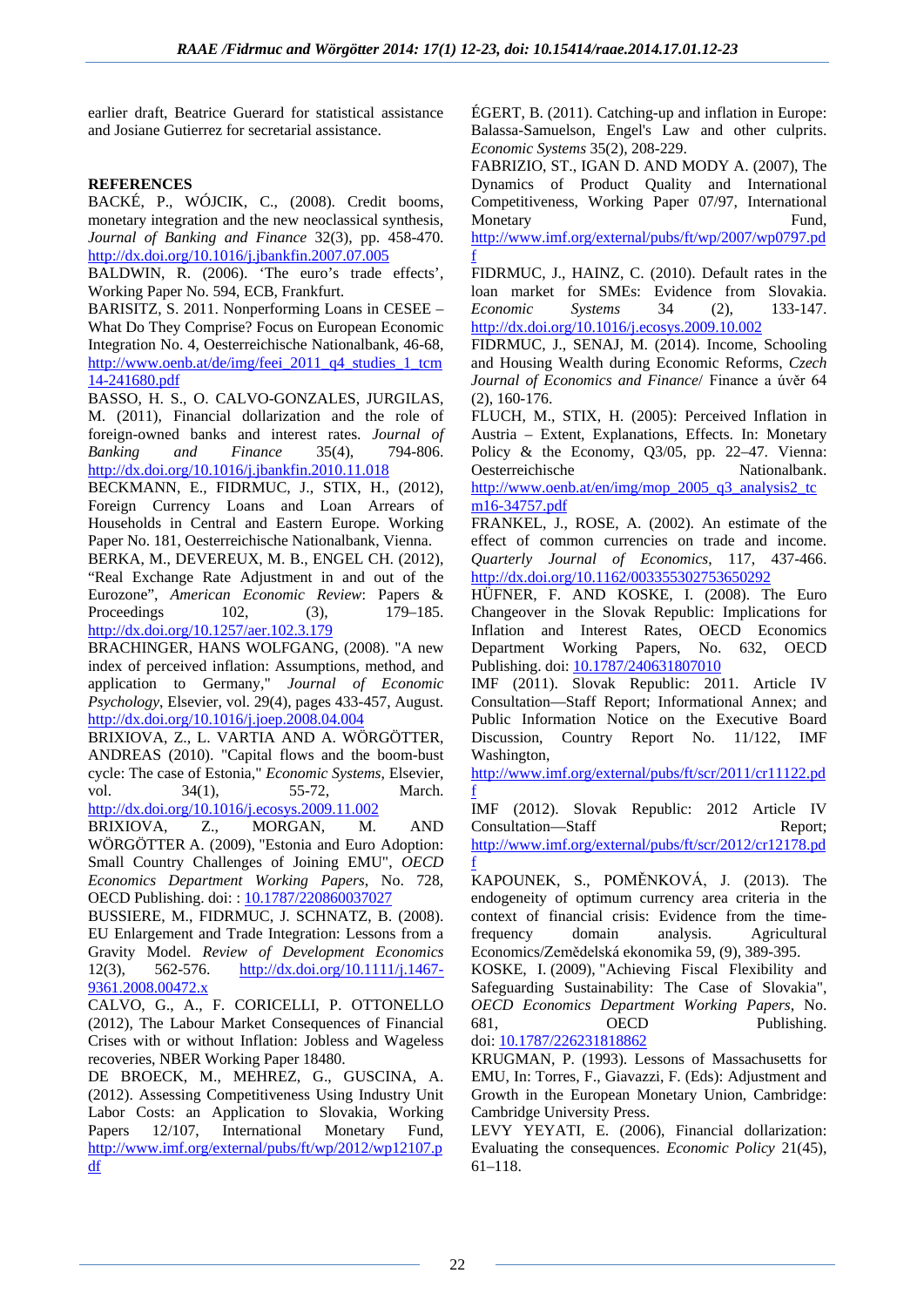earlier draft, Beatrice Guerard for statistical assistance and Josiane Gutierrez for secretarial assistance.

**REFERENCES**

BACKÉ, P., WÓJCIK, C., (2008). Credit booms, monetary integration and the new neoclassical synthesis, *Journal of Banking and Finance* 32(3), pp. 458-470. http://dx.doi.org/10.1016/j.jbankfin.2007.07.005

BALDWIN, R. (2006). 'The euro's trade effects', Working Paper No. 594, ECB, Frankfurt.

BARISITZ, S. 2011. Nonperforming Loans in CESEE – What Do They Comprise? Focus on European Economic Integration No. 4, Oesterreichische Nationalbank, 46-68, http://www.oenb.at/de/img/feei_2011_q4_studies_1_tcm14-241680.pdf

BASSO, H. S., O. CALVO-GONZALES, JURGILAS, M. (2011), Financial dollarization and the role of foreign-owned banks and interest rates. *Journal of Banking and Finance* 35(4), 794-806. http://dx.doi.org/10.1016/j.jbankfin.2010.11.018

BECKMANN, E., FIDRMUC, J., STIX, H., (2012), Foreign Currency Loans and Loan Arrears of Households in Central and Eastern Europe. Working Paper No. 181, Oesterreichische Nationalbank, Vienna.

BERKA, M., DEVEREUX, M. B., ENGEL CH. (2012), "Real Exchange Rate Adjustment in and out of the Eurozone", *American Economic Review*: Papers & Proceedings 102, (3), 179–185. http://dx.doi.org/10.1257/aer.102.3.179

BRACHINGER, HANS WOLFGANG, (2008). "A new index of perceived inflation: Assumptions, method, and application to Germany," *Journal of Economic Psychology*, Elsevier, vol. 29(4), pages 433-457, August. http://dx.doi.org/10.1016/j.joep.2008.04.004

BRIXIOVA, Z., L. VARTIA AND A. WÖRGÖTTER, ANDREAS (2010). "Capital flows and the boom-bust cycle: The case of Estonia," *Economic Systems*, Elsevier, vol. 34(1), 55-72, March. http://dx.doi.org/10.1016/j.ecosys.2009.11.002

BRIXIOVA, Z., MORGAN, M. AND WÖRGÖTTER A. (2009), "Estonia and Euro Adoption: Small Country Challenges of Joining EMU", *OECD Economics Department Working Papers*, No. 728, OECD Publishing. doi: : 10.1787/220860037027

BUSSIERE, M., FIDRMUC, J. SCHNATZ, B. (2008). EU Enlargement and Trade Integration: Lessons from a Gravity Model. *Review of Development Economics* 12(3), 562-576. http://dx.doi.org/10.1111/j.1467-9361.2008.00472.x

CALVO, G., A., F. CORICELLI, P. OTTONELLO (2012), The Labour Market Consequences of Financial Crises with or without Inflation: Jobless and Wageless recoveries, NBER Working Paper 18480.

DE BROECK, M., MEHREZ, G., GUSCINA, A. (2012). Assessing Competitiveness Using Industry Unit Labor Costs: an Application to Slovakia, Working Papers 12/107, International Monetary Fund, http://www.imf.org/external/pubs/ft/wp/2012/wp12107.pdf

ÉGERT, B. (2011). Catching-up and inflation in Europe: Balassa-Samuelson, Engel's Law and other culprits. *Economic Systems* 35(2), 208-229.

FABRIZIO, ST., IGAN D. AND MODY A. (2007), The Dynamics of Product Quality and International Competitiveness, Working Paper 07/97, International Monetary Fund, http://www.imf.org/external/pubs/ft/wp/2007/wp0797.pdf

FIDRMUC, J., HAINZ, C. (2010). Default rates in the loan market for SMEs: Evidence from Slovakia. *Economic Systems* 34 (2), 133-147. http://dx.doi.org/10.1016/j.ecosys.2009.10.002

FIDRMUC, J., SENAJ, M. (2014). Income, Schooling and Housing Wealth during Economic Reforms, *Czech Journal of Economics and Finance*/ Finance a úvěr 64 (2), 160-176.

FLUCH, M., STIX, H. (2005): Perceived Inflation in Austria – Extent, Explanations, Effects. In: Monetary Policy & the Economy, Q3/05, pp. 22–47. Vienna: Oesterreichische Nationalbank. http://www.oenb.at/en/img/mop_2005_q3_analysis2_tcm16-34757.pdf

FRANKEL, J., ROSE, A. (2002). An estimate of the effect of common currencies on trade and income. *Quarterly Journal of Economics*, 117, 437-466. http://dx.doi.org/10.1162/003355302753650292

HÜFNER, F. AND KOSKE, I. (2008). The Euro Changeover in the Slovak Republic: Implications for Inflation and Interest Rates, OECD Economics Department Working Papers, No. 632, OECD Publishing. doi: 10.1787/240631807010

IMF (2011). Slovak Republic: 2011. Article IV Consultation—Staff Report; Informational Annex; and Public Information Notice on the Executive Board Discussion, Country Report No. 11/122, IMF Washington, http://www.imf.org/external/pubs/ft/scr/2011/cr11122.pdf

IMF (2012). Slovak Republic: 2012 Article IV Consultation—Staff Report; http://www.imf.org/external/pubs/ft/scr/2012/cr12178.pdf

KAPOUNEK, S., POMĚNKOVÁ, J. (2013). The endogeneity of optimum currency area criteria in the context of financial crisis: Evidence from the time-frequency domain analysis. Agricultural Economics/Zemědelská ekonomika 59, (9), 389-395.

KOSKE, I. (2009), "Achieving Fiscal Flexibility and Safeguarding Sustainability: The Case of Slovakia", *OECD Economics Department Working Papers*, No. 681, OECD Publishing. doi: 10.1787/226231818862

KRUGMAN, P. (1993). Lessons of Massachusetts for EMU, In: Torres, F., Giavazzi, F. (Eds): Adjustment and Growth in the European Monetary Union, Cambridge: Cambridge University Press.

LEVY YEYATI, E. (2006), Financial dollarization: Evaluating the consequences. *Economic Policy* 21(45), 61–118.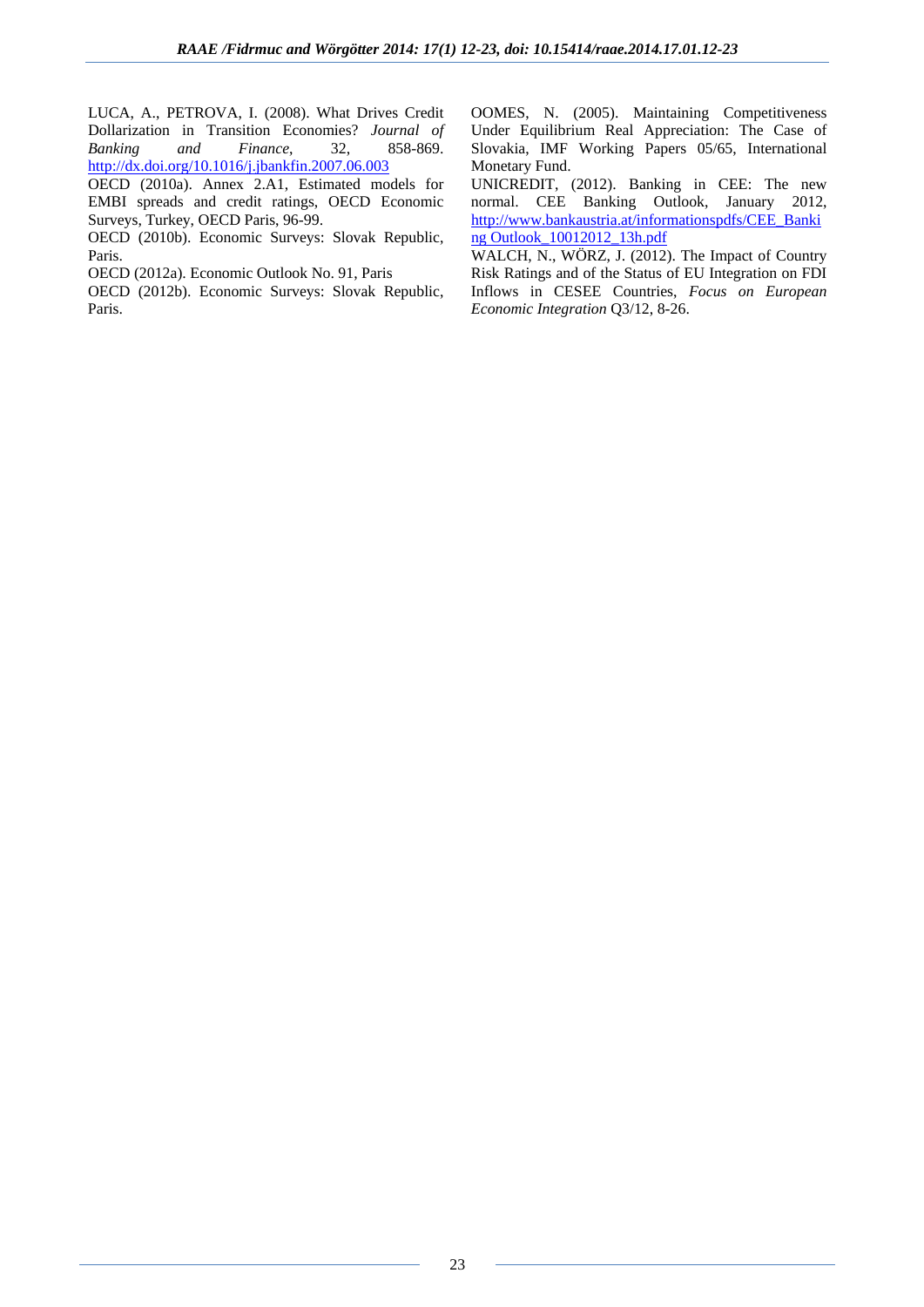LUCA, A., PETROVA, I. (2008). What Drives Credit Dollarization in Transition Economies? *Journal of Banking and Finance*, 32, 858-869. http://dx.doi.org/10.1016/j.jbankfin.2007.06.003

OECD (2010a). Annex 2.A1, Estimated models for EMBI spreads and credit ratings, OECD Economic Surveys, Turkey, OECD Paris, 96-99.

OECD (2010b). Economic Surveys: Slovak Republic, Paris.

OECD (2012a). Economic Outlook No. 91, Paris

OECD (2012b). Economic Surveys: Slovak Republic, Paris.

OOMES, N. (2005). Maintaining Competitiveness Under Equilibrium Real Appreciation: The Case of Slovakia, IMF Working Papers 05/65, International Monetary Fund.

UNICREDIT, (2012). Banking in CEE: The new normal. CEE Banking Outlook, January 2012, http://www.bankaustria.at/informationspdfs/CEE_Banking Outlook_10012012_13h.pdf

WALCH, N., WÖRZ, J. (2012). The Impact of Country Risk Ratings and of the Status of EU Integration on FDI Inflows in CESEE Countries, *Focus on European Economic Integration* Q3/12, 8-26.